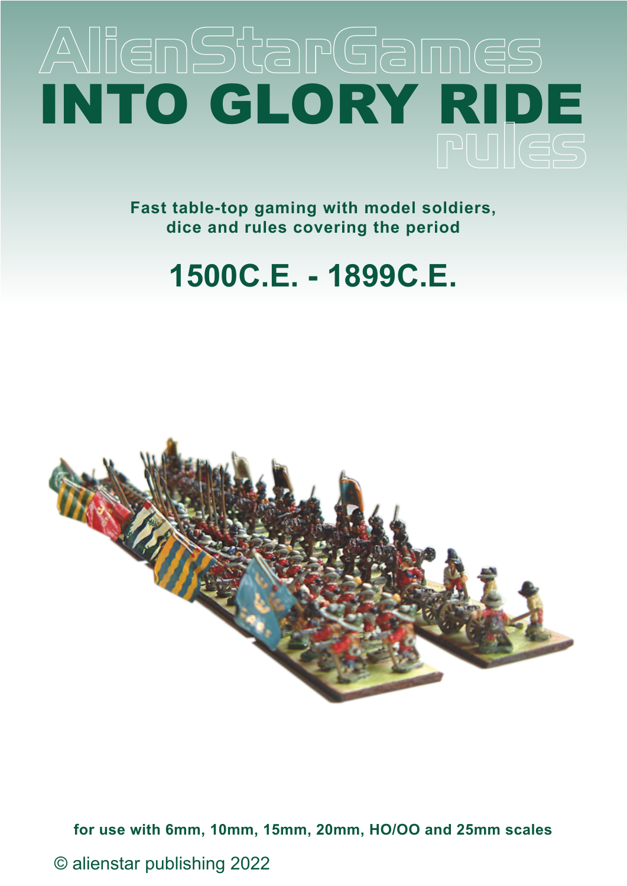AlienStarGames

# INTO GLORY RIDE

rules

**Fast table-top gaming with model soldiers, dice and rules covering the period**

## 1500C.E. - 1899C.E.

**for use with 6mm, 10mm, 15mm, 20mm, HO/OO and 25mm scales**

© alienstar publishing 2022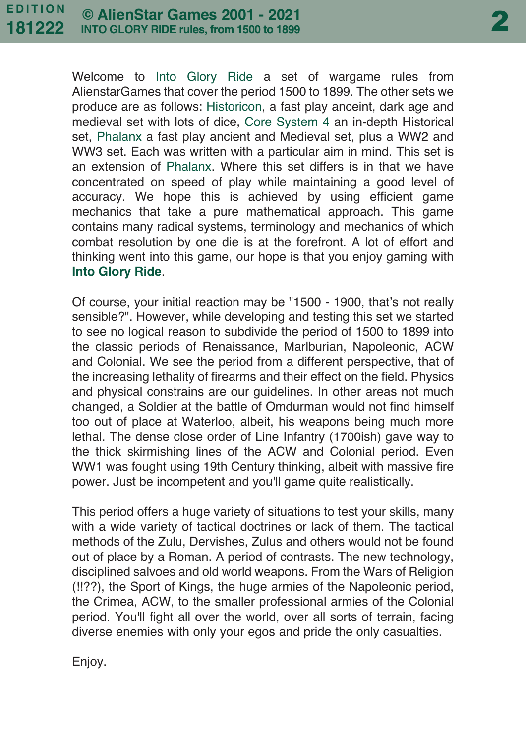Welcome to Into Glory Ride a set of wargame rules from AlienstarGames that cover the period 1500 to 1899. The other sets we produce are as follows: Historicon, a fast play anceint, dark age and medieval set with lots of dice, Core System 4 an in-depth Historical set, Phalanx a fast play ancient and Medieval set, plus a WW2 and WW3 set. Each was written with a particular aim in mind. This set is an extension of Phalanx. Where this set differs is in that we have concentrated on speed of play while maintaining a good level of accuracy. We hope this is achieved by using efficient game mechanics that take a pure mathematical approach. This game contains many radical systems, terminology and mechanics of which combat resolution by one die is at the forefront. A lot of effort and thinking went into this game, our hope is that you enjoy gaming with **Into Glory Ride**.

Of course, your initial reaction may be "1500 - 1900, that's not really sensible?". However, while developing and testing this set we started to see no logical reason to subdivide the period of 1500 to 1899 into the classic periods of Renaissance, Marlburian, Napoleonic, ACW and Colonial. We see the period from a different perspective, that of the increasing lethality of firearms and their effect on the field. Physics and physical constrains are our guidelines. In other areas not much changed, a Soldier at the battle of Omdurman would not find himself too out of place at Waterloo, albeit, his weapons being much more lethal. The dense close order of Line Infantry (1700ish) gave way to the thick skirmishing lines of the ACW and Colonial period. Even WW1 was fought using 19th Century thinking, albeit with massive fire power. Just be incompetent and you'll game quite realistically.

This period offers a huge variety of situations to test your skills, many with a wide variety of tactical doctrines or lack of them. The tactical methods of the Zulu, Dervishes, Zulus and others would not be found out of place by a Roman. A period of contrasts. The new technology, disciplined salvoes and old world weapons. From the Wars of Religion (!!??), the Sport of Kings, the huge armies of the Napoleonic period, the Crimea, ACW, to the smaller professional armies of the Colonial period. You'll fight all over the world, over all sorts of terrain, facing diverse enemies with only your egos and pride the only casualties.

Enjoy.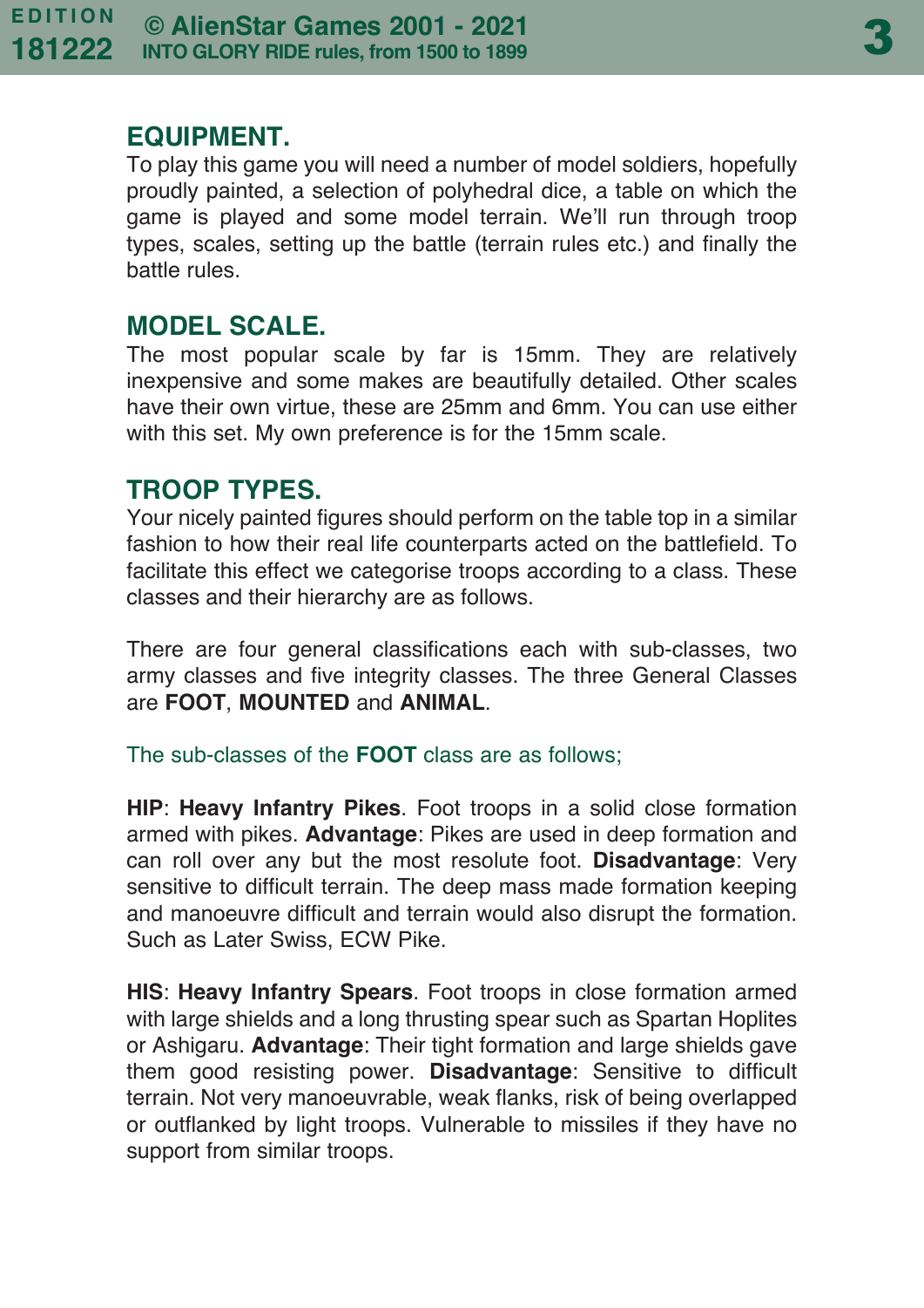## EQUIPMENT.

To play this game you will need a number of model soldiers, hopefully proudly painted, a selection of polyhedral dice, a table on which the game is played and some model terrain. We'll run through troop types, scales, setting up the battle (terrain rules etc.) and finally the battle rules.

## MODEL SCALE.

The most popular scale by far is 15mm. They are relatively inexpensive and some makes are beautifully detailed. Other scales have their own virtue, these are 25mm and 6mm. You can use either with this set. My own preference is for the 15mm scale.

## TROOP TYPES.

Your nicely painted figures should perform on the table top in a similar fashion to how their real life counterparts acted on the battlefield. To facilitate this effect we categorise troops according to a class. These classes and their hierarchy are as follows.

There are four general classifications each with sub-classes, two army classes and five integrity classes. The three General Classes are **FOOT**, **MOUNTED** and **ANIMAL**.

The sub-classes of the **FOOT** class are as follows;

**HIP**: **Heavy Infantry Pikes**. Foot troops in a solid close formation armed with pikes. **Advantage**: Pikes are used in deep formation and can roll over any but the most resolute foot. **Disadvantage**: Very sensitive to difficult terrain. The deep mass made formation keeping and manoeuvre difficult and terrain would also disrupt the formation. Such as Later Swiss, ECW Pike.

**HIS**: **Heavy Infantry Spears**. Foot troops in close formation armed with large shields and a long thrusting spear such as Spartan Hoplites or Ashigaru. **Advantage**: Their tight formation and large shields gave them good resisting power. **Disadvantage**: Sensitive to difficult terrain. Not very manoeuvrable, weak flanks, risk of being overlapped or outflanked by light troops. Vulnerable to missiles if they have no support from similar troops.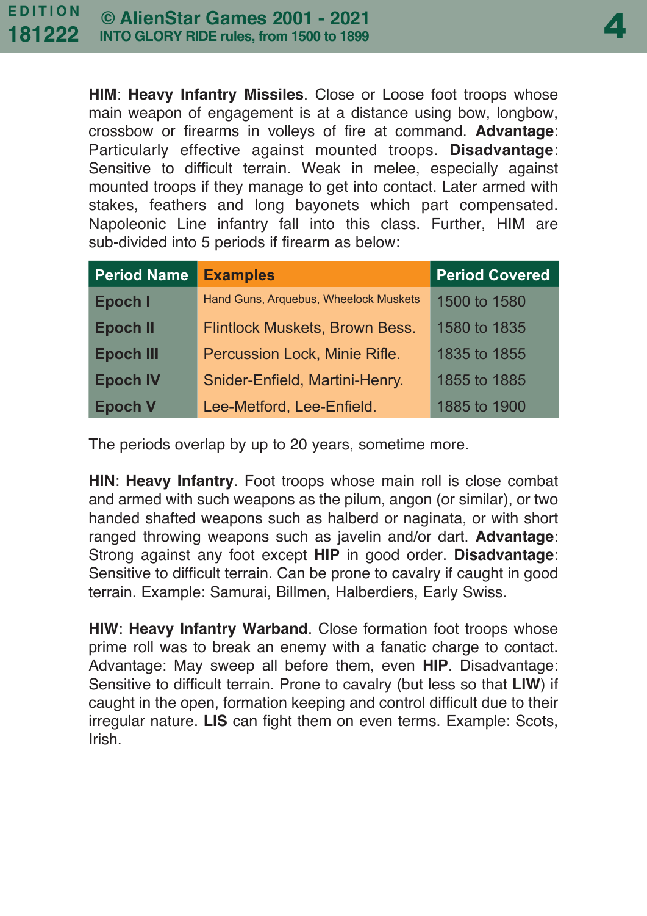**HIM**: **Heavy Infantry Missiles**. Close or Loose foot troops whose main weapon of engagement is at a distance using bow, longbow, crossbow or firearms in volleys of fire at command. **Advantage**: Particularly effective against mounted troops. **Disadvantage**: Sensitive to difficult terrain. Weak in melee, especially against mounted troops if they manage to get into contact. Later armed with stakes, feathers and long bayonets which part compensated. Napoleonic Line infantry fall into this class. Further, HIM are sub-divided into 5 periods if firearm as below:

| Period Name | Examples | Period Covered |
|---|---|---|
| **Epoch I** | Hand Guns, Arquebus, Wheelock Muskets | 1500 to 1580 |
| **Epoch II** | Flintlock Muskets, Brown Bess. | 1580 to 1835 |
| **Epoch III** | Percussion Lock, Minie Rifle. | 1835 to 1855 |
| **Epoch IV** | Snider-Enfield, Martini-Henry. | 1855 to 1885 |
| **Epoch V** | Lee-Metford, Lee-Enfield. | 1885 to 1900 |

The periods overlap by up to 20 years, sometime more.

**HIN**: **Heavy Infantry**. Foot troops whose main roll is close combat and armed with such weapons as the pilum, angon (or similar), or two handed shafted weapons such as halberd or naginata, or with short ranged throwing weapons such as javelin and/or dart. **Advantage**: Strong against any foot except **HIP** in good order. **Disadvantage**: Sensitive to difficult terrain. Can be prone to cavalry if caught in good terrain. Example: Samurai, Billmen, Halberdiers, Early Swiss.

**HIW**: **Heavy Infantry Warband**. Close formation foot troops whose prime roll was to break an enemy with a fanatic charge to contact. Advantage: May sweep all before them, even **HIP**. Disadvantage: Sensitive to difficult terrain. Prone to cavalry (but less so that **LIW**) if caught in the open, formation keeping and control difficult due to their irregular nature. **LIS** can fight them on even terms. Example: Scots, Irish.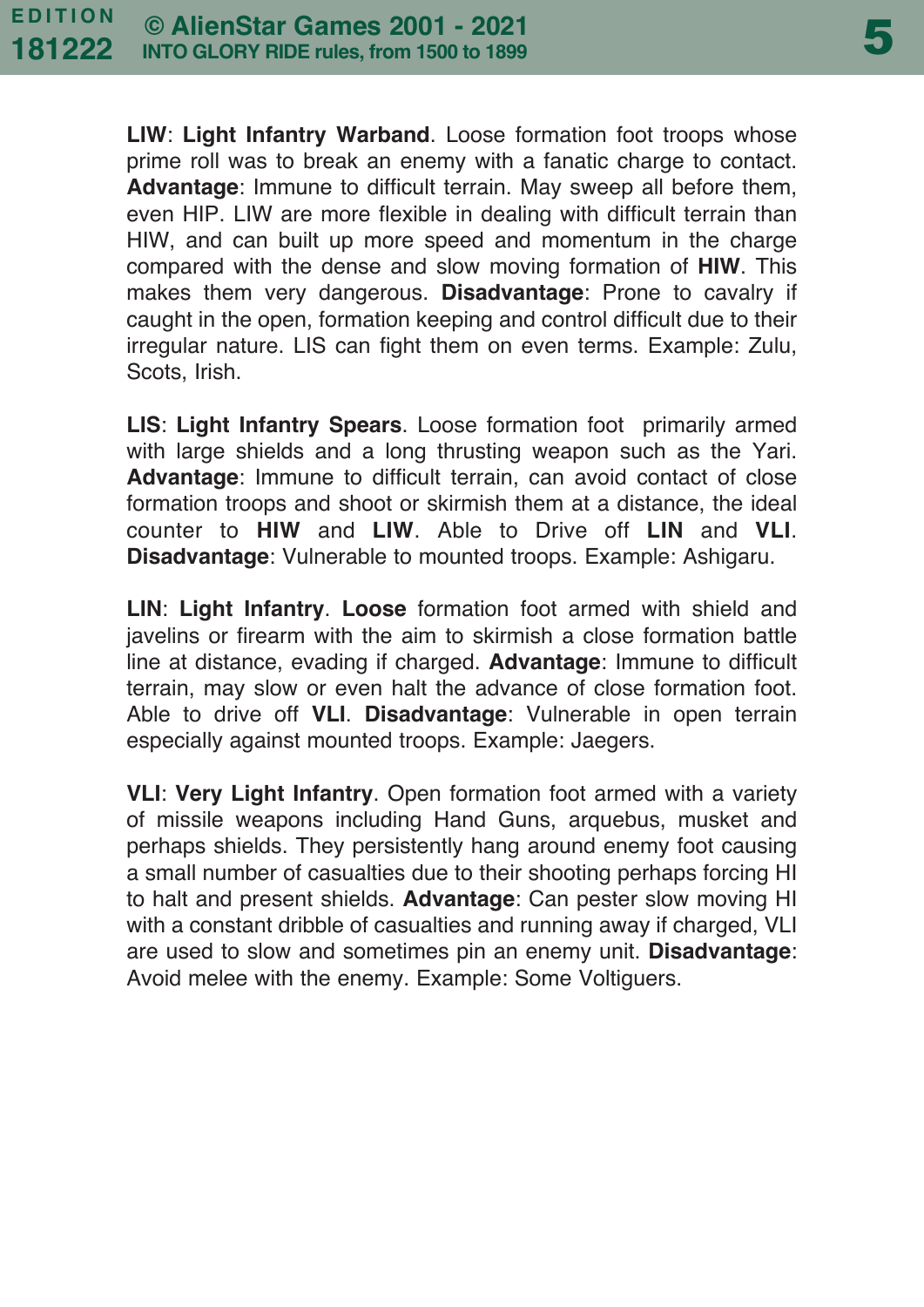**LIW**: **Light Infantry Warband**. Loose formation foot troops whose prime roll was to break an enemy with a fanatic charge to contact. **Advantage**: Immune to difficult terrain. May sweep all before them, even HIP. LIW are more flexible in dealing with difficult terrain than HIW, and can built up more speed and momentum in the charge compared with the dense and slow moving formation of **HIW**. This makes them very dangerous. **Disadvantage**: Prone to cavalry if caught in the open, formation keeping and control difficult due to their irregular nature. LIS can fight them on even terms. Example: Zulu, Scots, Irish.

**LIS**: **Light Infantry Spears**. Loose formation foot primarily armed with large shields and a long thrusting weapon such as the Yari. **Advantage**: Immune to difficult terrain, can avoid contact of close formation troops and shoot or skirmish them at a distance, the ideal counter to **HIW** and **LIW**. Able to Drive off **LIN** and **VLI**. **Disadvantage**: Vulnerable to mounted troops. Example: Ashigaru.

**LIN**: **Light Infantry**. **Loose** formation foot armed with shield and javelins or firearm with the aim to skirmish a close formation battle line at distance, evading if charged. **Advantage**: Immune to difficult terrain, may slow or even halt the advance of close formation foot. Able to drive off **VLI**. **Disadvantage**: Vulnerable in open terrain especially against mounted troops. Example: Jaegers.

**VLI**: **Very Light Infantry**. Open formation foot armed with a variety of missile weapons including Hand Guns, arquebus, musket and perhaps shields. They persistently hang around enemy foot causing a small number of casualties due to their shooting perhaps forcing HI to halt and present shields. **Advantage**: Can pester slow moving HI with a constant dribble of casualties and running away if charged, VLI are used to slow and sometimes pin an enemy unit. **Disadvantage**: Avoid melee with the enemy. Example: Some Voltiguers.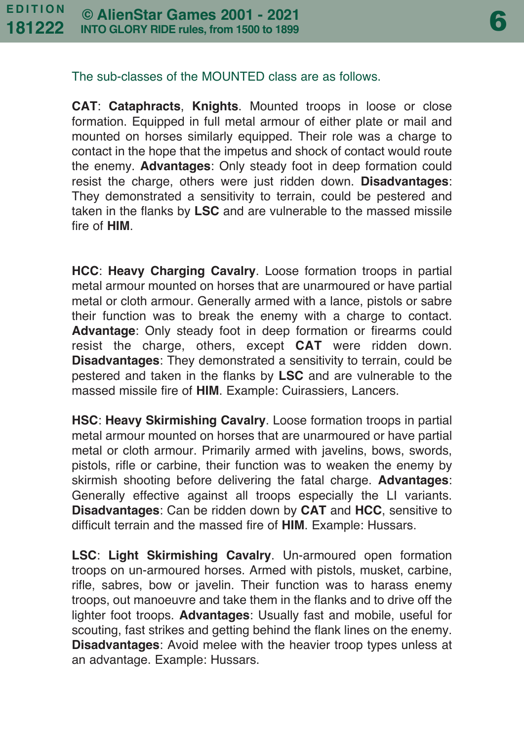The sub-classes of the MOUNTED class are as follows.

**CAT**: **Cataphracts**, **Knights**. Mounted troops in loose or close formation. Equipped in full metal armour of either plate or mail and mounted on horses similarly equipped. Their role was a charge to contact in the hope that the impetus and shock of contact would route the enemy. **Advantages**: Only steady foot in deep formation could resist the charge, others were just ridden down. **Disadvantages**: They demonstrated a sensitivity to terrain, could be pestered and taken in the flanks by **LSC** and are vulnerable to the massed missile fire of **HIM**.

**HCC**: **Heavy Charging Cavalry**. Loose formation troops in partial metal armour mounted on horses that are unarmoured or have partial metal or cloth armour. Generally armed with a lance, pistols or sabre their function was to break the enemy with a charge to contact. **Advantage**: Only steady foot in deep formation or firearms could resist the charge, others, except **CAT** were ridden down. **Disadvantages**: They demonstrated a sensitivity to terrain, could be pestered and taken in the flanks by **LSC** and are vulnerable to the massed missile fire of **HIM**. Example: Cuirassiers, Lancers.

**HSC**: **Heavy Skirmishing Cavalry**. Loose formation troops in partial metal armour mounted on horses that are unarmoured or have partial metal or cloth armour. Primarily armed with javelins, bows, swords, pistols, rifle or carbine, their function was to weaken the enemy by skirmish shooting before delivering the fatal charge. **Advantages**: Generally effective against all troops especially the LI variants. **Disadvantages**: Can be ridden down by **CAT** and **HCC**, sensitive to difficult terrain and the massed fire of **HIM**. Example: Hussars.

**LSC**: **Light Skirmishing Cavalry**. Un-armoured open formation troops on un-armoured horses. Armed with pistols, musket, carbine, rifle, sabres, bow or javelin. Their function was to harass enemy troops, out manoeuvre and take them in the flanks and to drive off the lighter foot troops. **Advantages**: Usually fast and mobile, useful for scouting, fast strikes and getting behind the flank lines on the enemy. **Disadvantages**: Avoid melee with the heavier troop types unless at an advantage. Example: Hussars.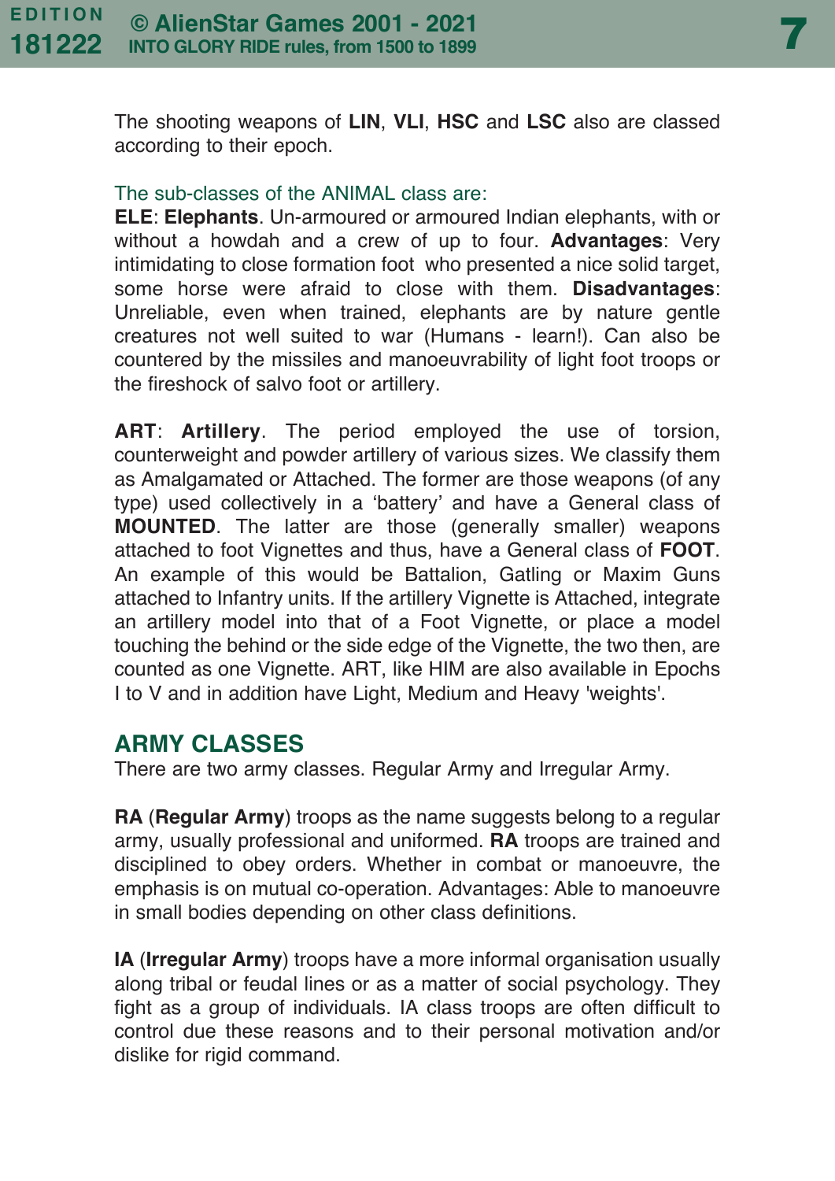The shooting weapons of **LIN**, **VLI**, **HSC** and **LSC** also are classed according to their epoch.

The sub-classes of the ANIMAL class are:

**ELE**: **Elephants**. Un-armoured or armoured Indian elephants, with or without a howdah and a crew of up to four. **Advantages**: Very intimidating to close formation foot who presented a nice solid target, some horse were afraid to close with them. **Disadvantages**: Unreliable, even when trained, elephants are by nature gentle creatures not well suited to war (Humans - learn!). Can also be countered by the missiles and manoeuvrability of light foot troops or the fireshock of salvo foot or artillery.

**ART**: **Artillery**. The period employed the use of torsion, counterweight and powder artillery of various sizes. We classify them as Amalgamated or Attached. The former are those weapons (of any type) used collectively in a 'battery' and have a General class of **MOUNTED**. The latter are those (generally smaller) weapons attached to foot Vignettes and thus, have a General class of **FOOT**. An example of this would be Battalion, Gatling or Maxim Guns attached to Infantry units. If the artillery Vignette is Attached, integrate an artillery model into that of a Foot Vignette, or place a model touching the behind or the side edge of the Vignette, the two then, are counted as one Vignette. ART, like HIM are also available in Epochs I to V and in addition have Light, Medium and Heavy 'weights'.

## ARMY CLASSES

There are two army classes. Regular Army and Irregular Army.

**RA** (**Regular Army**) troops as the name suggests belong to a regular army, usually professional and uniformed. **RA** troops are trained and disciplined to obey orders. Whether in combat or manoeuvre, the emphasis is on mutual co-operation. Advantages: Able to manoeuvre in small bodies depending on other class definitions.

**IA** (**Irregular Army**) troops have a more informal organisation usually along tribal or feudal lines or as a matter of social psychology. They fight as a group of individuals. IA class troops are often difficult to control due these reasons and to their personal motivation and/or dislike for rigid command.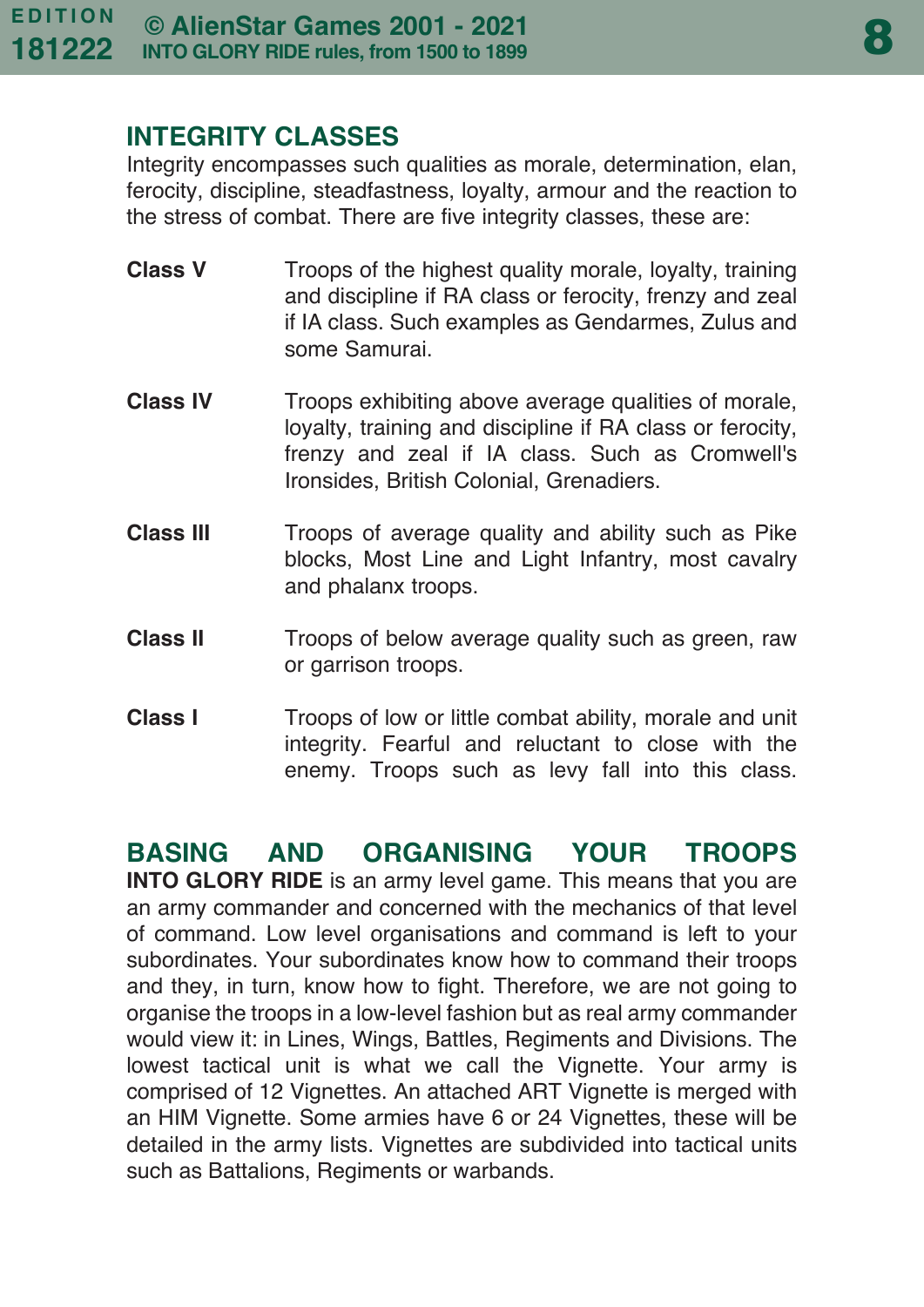## INTEGRITY CLASSES

Integrity encompasses such qualities as morale, determination, elan, ferocity, discipline, steadfastness, loyalty, armour and the reaction to the stress of combat. There are five integrity classes, these are:

**Class V** Troops of the highest quality morale, loyalty, training and discipline if RA class or ferocity, frenzy and zeal if IA class. Such examples as Gendarmes, Zulus and some Samurai.

**Class IV** Troops exhibiting above average qualities of morale, loyalty, training and discipline if RA class or ferocity, frenzy and zeal if IA class. Such as Cromwell's Ironsides, British Colonial, Grenadiers.

**Class III** Troops of average quality and ability such as Pike blocks, Most Line and Light Infantry, most cavalry and phalanx troops.

**Class II** Troops of below average quality such as green, raw or garrison troops.

**Class I** Troops of low or little combat ability, morale and unit integrity. Fearful and reluctant to close with the enemy. Troops such as levy fall into this class.

## BASING AND ORGANISING YOUR TROOPS

**INTO GLORY RIDE** is an army level game. This means that you are an army commander and concerned with the mechanics of that level of command. Low level organisations and command is left to your subordinates. Your subordinates know how to command their troops and they, in turn, know how to fight. Therefore, we are not going to organise the troops in a low-level fashion but as real army commander would view it: in Lines, Wings, Battles, Regiments and Divisions. The lowest tactical unit is what we call the Vignette. Your army is comprised of 12 Vignettes. An attached ART Vignette is merged with an HIM Vignette. Some armies have 6 or 24 Vignettes, these will be detailed in the army lists. Vignettes are subdivided into tactical units such as Battalions, Regiments or warbands.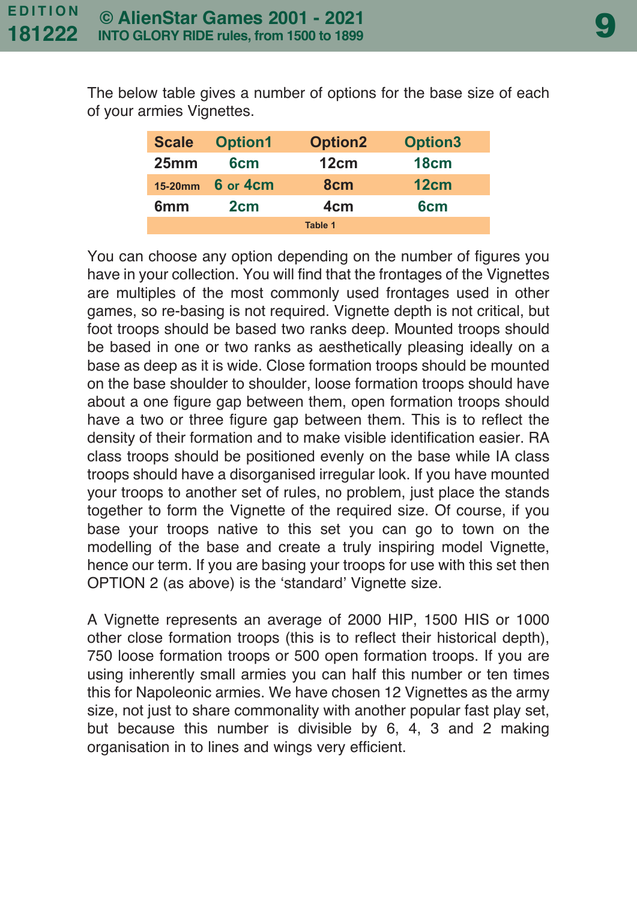The below table gives a number of options for the base size of each of your armies Vignettes.

| Scale | Option1 | Option2 | Option3 |
|---|---|---|---|
| 25mm | 6cm | 12cm | 18cm |
| 15-20mm | 6 or 4cm | 8cm | 12cm |
| 6mm | 2cm | 4cm | 6cm |

Table 1

You can choose any option depending on the number of figures you have in your collection. You will find that the frontages of the Vignettes are multiples of the most commonly used frontages used in other games, so re-basing is not required. Vignette depth is not critical, but foot troops should be based two ranks deep. Mounted troops should be based in one or two ranks as aesthetically pleasing ideally on a base as deep as it is wide. Close formation troops should be mounted on the base shoulder to shoulder, loose formation troops should have about a one figure gap between them, open formation troops should have a two or three figure gap between them. This is to reflect the density of their formation and to make visible identification easier. RA class troops should be positioned evenly on the base while IA class troops should have a disorganised irregular look. If you have mounted your troops to another set of rules, no problem, just place the stands together to form the Vignette of the required size. Of course, if you base your troops native to this set you can go to town on the modelling of the base and create a truly inspiring model Vignette, hence our term. If you are basing your troops for use with this set then OPTION 2 (as above) is the 'standard' Vignette size.

A Vignette represents an average of 2000 HIP, 1500 HIS or 1000 other close formation troops (this is to reflect their historical depth), 750 loose formation troops or 500 open formation troops. If you are using inherently small armies you can half this number or ten times this for Napoleonic armies. We have chosen 12 Vignettes as the army size, not just to share commonality with another popular fast play set, but because this number is divisible by 6, 4, 3 and 2 making organisation in to lines and wings very efficient.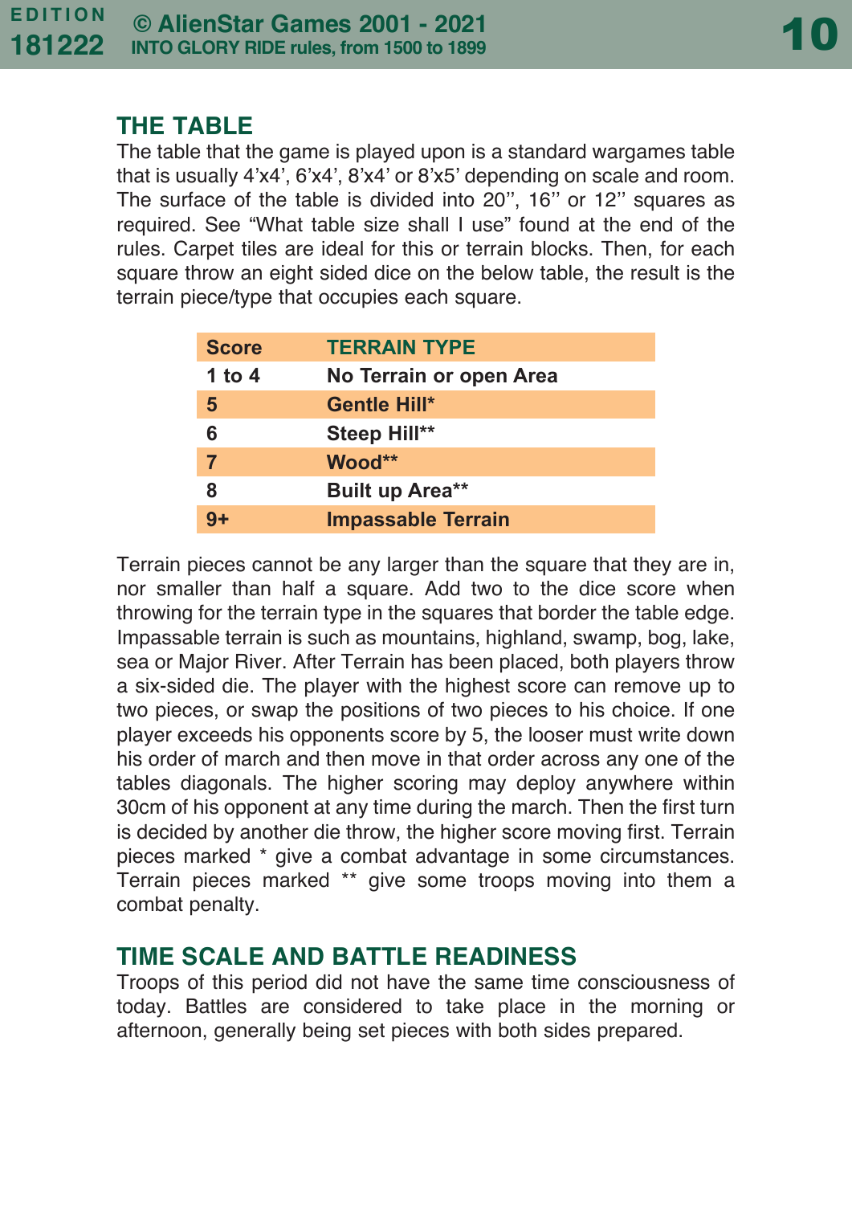## THE TABLE

The table that the game is played upon is a standard wargames table that is usually 4’x4’, 6’x4’, 8’x4’ or 8’x5’ depending on scale and room. The surface of the table is divided into 20’’, 16’’ or 12’’ squares as required. See “What table size shall I use” found at the end of the rules. Carpet tiles are ideal for this or terrain blocks. Then, for each square throw an eight sided dice on the below table, the result is the terrain piece/type that occupies each square.

| Score | TERRAIN TYPE |
|---|---|
| 1 to 4 | No Terrain or open Area |
| 5 | Gentle Hill* |
| 6 | Steep Hill** |
| 7 | Wood** |
| 8 | Built up Area** |
| 9+ | Impassable Terrain |

Terrain pieces cannot be any larger than the square that they are in, nor smaller than half a square. Add two to the dice score when throwing for the terrain type in the squares that border the table edge. Impassable terrain is such as mountains, highland, swamp, bog, lake, sea or Major River. After Terrain has been placed, both players throw a six-sided die. The player with the highest score can remove up to two pieces, or swap the positions of two pieces to his choice. If one player exceeds his opponents score by 5, the looser must write down his order of march and then move in that order across any one of the tables diagonals. The higher scoring may deploy anywhere within 30cm of his opponent at any time during the march. Then the first turn is decided by another die throw, the higher score moving first. Terrain pieces marked * give a combat advantage in some circumstances. Terrain pieces marked ** give some troops moving into them a combat penalty.

## TIME SCALE AND BATTLE READINESS

Troops of this period did not have the same time consciousness of today. Battles are considered to take place in the morning or afternoon, generally being set pieces with both sides prepared.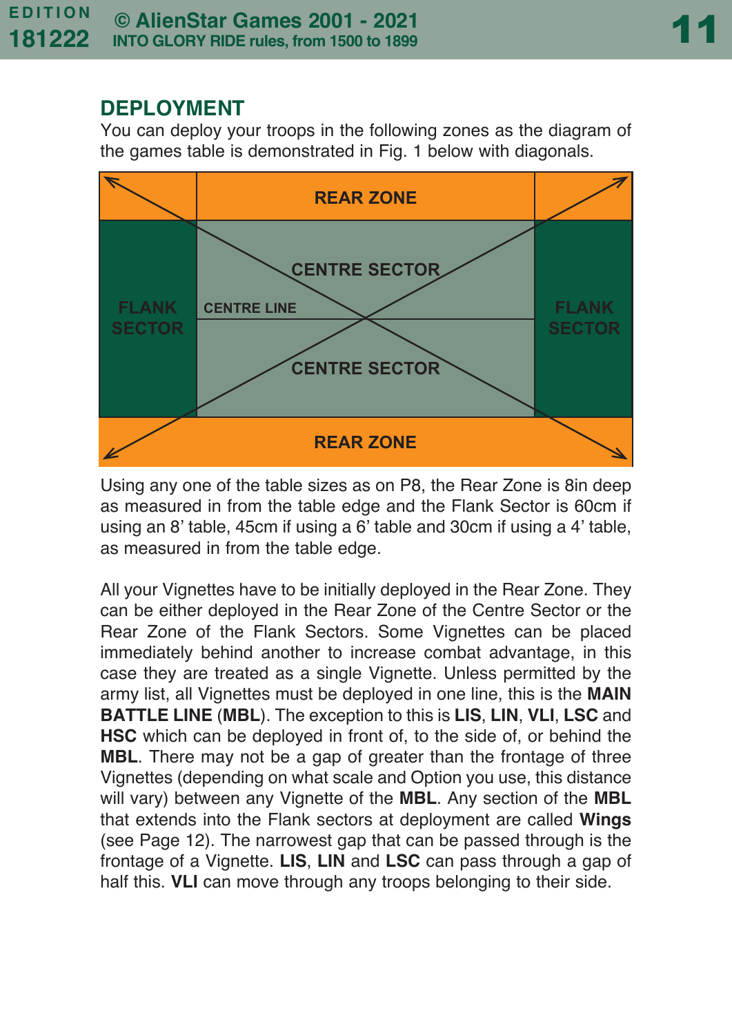## DEPLOYMENT

You can deploy your troops in the following zones as the diagram of the games table is demonstrated in Fig. 1 below with diagonals.

| | REAR ZONE | |
|---|---|---|
| FLANK SECTOR | CENTRE SECTOR | FLANK SECTOR |
| | CENTRE LINE | |
| | CENTRE SECTOR | |
| | REAR ZONE | |

Using any one of the table sizes as on P8, the Rear Zone is 8in deep as measured in from the table edge and the Flank Sector is 60cm if using an 8' table, 45cm if using a 6' table and 30cm if using a 4' table, as measured in from the table edge.

All your Vignettes have to be initially deployed in the Rear Zone. They can be either deployed in the Rear Zone of the Centre Sector or the Rear Zone of the Flank Sectors. Some Vignettes can be placed immediately behind another to increase combat advantage, in this case they are treated as a single Vignette. Unless permitted by the army list, all Vignettes must be deployed in one line, this is the **MAIN BATTLE LINE** (**MBL**). The exception to this is **LIS**, **LIN**, **VLI**, **LSC** and **HSC** which can be deployed in front of, to the side of, or behind the **MBL**. There may not be a gap of greater than the frontage of three Vignettes (depending on what scale and Option you use, this distance will vary) between any Vignette of the **MBL**. Any section of the **MBL** that extends into the Flank sectors at deployment are called **Wings** (see Page 12). The narrowest gap that can be passed through is the frontage of a Vignette. **LIS**, **LIN** and **LSC** can pass through a gap of half this. **VLI** can move through any troops belonging to their side.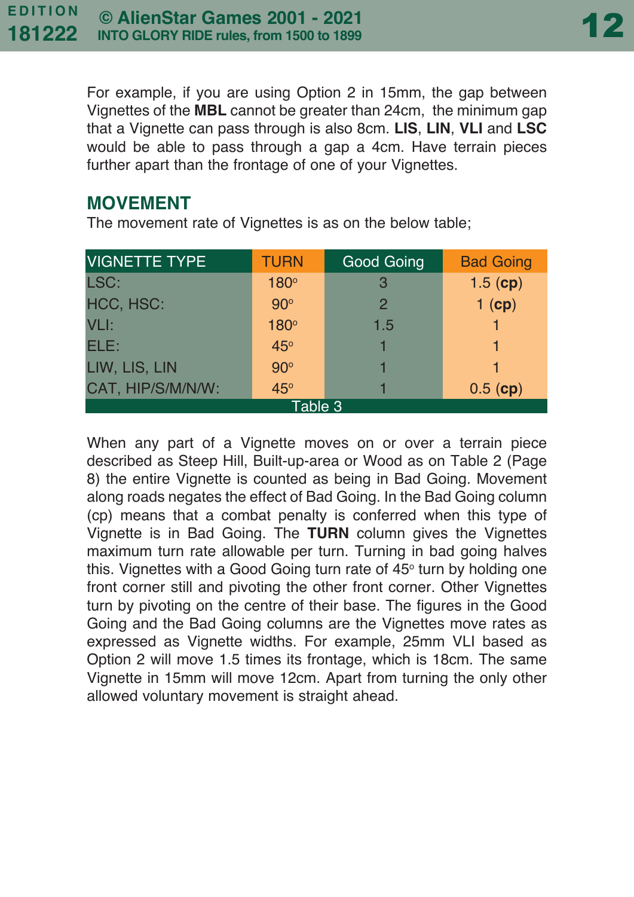For example, if you are using Option 2 in 15mm, the gap between Vignettes of the **MBL** cannot be greater than 24cm, the minimum gap that a Vignette can pass through is also 8cm. **LIS**, **LIN**, **VLI** and **LSC** would be able to pass through a gap a 4cm. Have terrain pieces further apart than the frontage of one of your Vignettes.

## MOVEMENT

The movement rate of Vignettes is as on the below table;

| VIGNETTE TYPE | TURN | Good Going | Bad Going |
|---|---|---|---|
| LSC: | 180° | 3 | 1.5 (**cp**) |
| HCC, HSC: | 90° | 2 | 1 (**cp**) |
| VLI: | 180° | 1.5 | 1 |
| ELE: | 45° | 1 | 1 |
| LIW, LIS, LIN | 90° | 1 | 1 |
| CAT, HIP/S/M/N/W: | 45° | 1 | 0.5 (**cp**) |

Table 3

When any part of a Vignette moves on or over a terrain piece described as Steep Hill, Built-up-area or Wood as on Table 2 (Page 8) the entire Vignette is counted as being in Bad Going. Movement along roads negates the effect of Bad Going. In the Bad Going column (cp) means that a combat penalty is conferred when this type of Vignette is in Bad Going. The **TURN** column gives the Vignettes maximum turn rate allowable per turn. Turning in bad going halves this. Vignettes with a Good Going turn rate of 45° turn by holding one front corner still and pivoting the other front corner. Other Vignettes turn by pivoting on the centre of their base. The figures in the Good Going and the Bad Going columns are the Vignettes move rates as expressed as Vignette widths. For example, 25mm VLI based as Option 2 will move 1.5 times its frontage, which is 18cm. The same Vignette in 15mm will move 12cm. Apart from turning the only other allowed voluntary movement is straight ahead.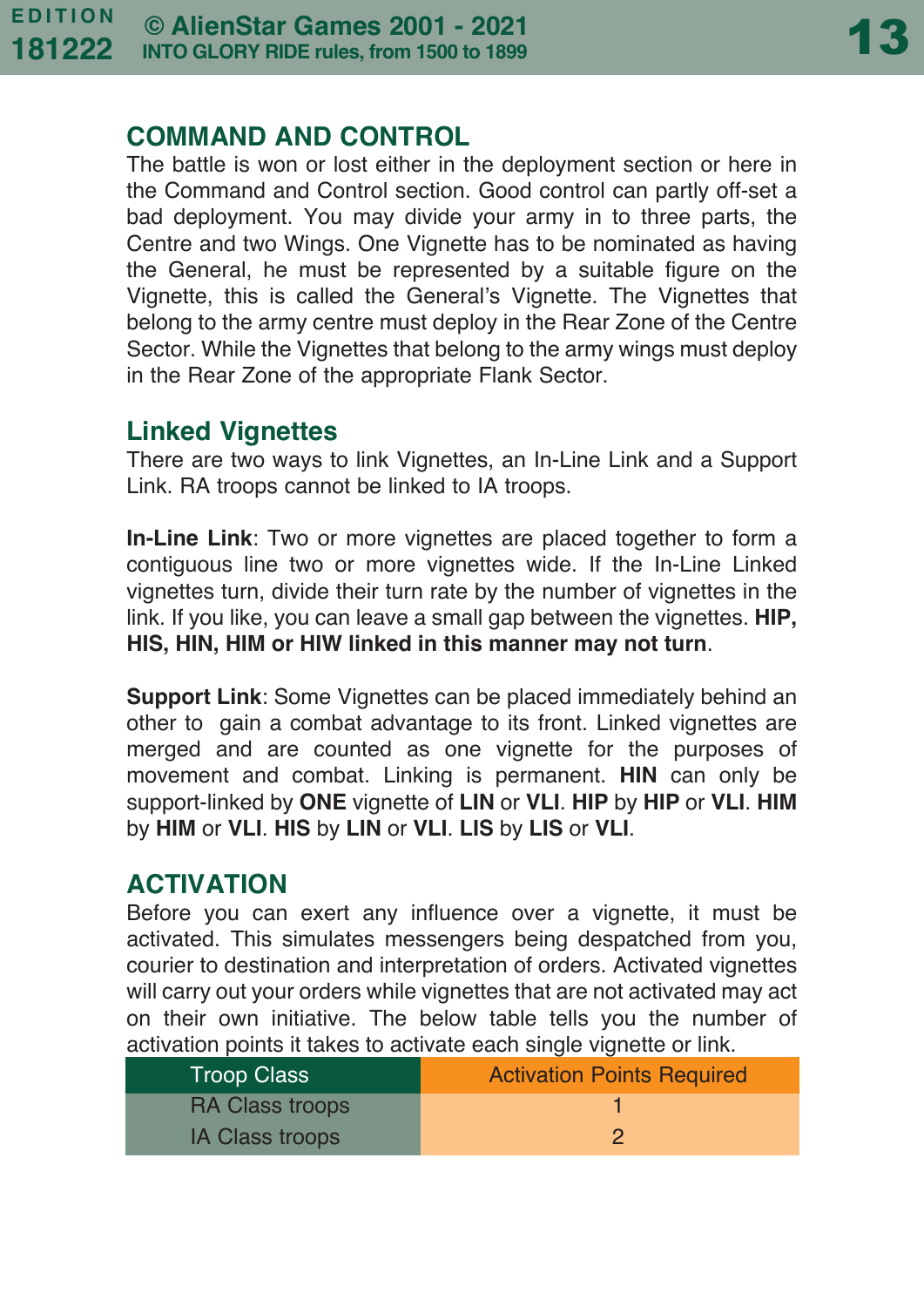## COMMAND AND CONTROL

The battle is won or lost either in the deployment section or here in the Command and Control section. Good control can partly off-set a bad deployment. You may divide your army in to three parts, the Centre and two Wings. One Vignette has to be nominated as having the General, he must be represented by a suitable figure on the Vignette, this is called the General's Vignette. The Vignettes that belong to the army centre must deploy in the Rear Zone of the Centre Sector. While the Vignettes that belong to the army wings must deploy in the Rear Zone of the appropriate Flank Sector.

### Linked Vignettes

There are two ways to link Vignettes, an In-Line Link and a Support Link. RA troops cannot be linked to IA troops.

**In-Line Link**: Two or more vignettes are placed together to form a contiguous line two or more vignettes wide. If the In-Line Linked vignettes turn, divide their turn rate by the number of vignettes in the link. If you like, you can leave a small gap between the vignettes. **HIP, HIS, HIN, HIM or HIW linked in this manner may not turn**.

**Support Link**: Some Vignettes can be placed immediately behind an other to gain a combat advantage to its front. Linked vignettes are merged and are counted as one vignette for the purposes of movement and combat. Linking is permanent. **HIN** can only be support-linked by **ONE** vignette of **LIN** or **VLI**. **HIP** by **HIP** or **VLI**. **HIM** by **HIM** or **VLI**. **HIS** by **LIN** or **VLI**. **LIS** by **LIS** or **VLI**.

## ACTIVATION

Before you can exert any influence over a vignette, it must be activated. This simulates messengers being despatched from you, courier to destination and interpretation of orders. Activated vignettes will carry out your orders while vignettes that are not activated may act on their own initiative. The below table tells you the number of activation points it takes to activate each single vignette or link.

| Troop Class | Activation Points Required |
| --- | --- |
| RA Class troops | 1 |
| IA Class troops | 2 |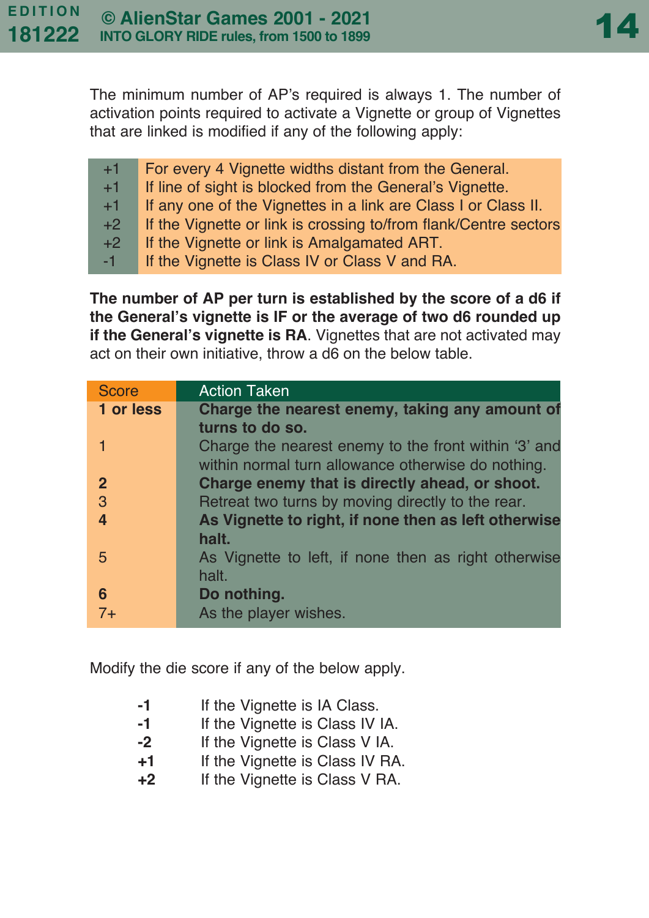The minimum number of AP's required is always 1. The number of activation points required to activate a Vignette or group of Vignettes that are linked is modified if any of the following apply:

| | |
|---|---|
| +1 | For every 4 Vignette widths distant from the General. |
| +1 | If line of sight is blocked from the General's Vignette. |
| +1 | If any one of the Vignettes in a link are Class I or Class II. |
| +2 | If the Vignette or link is crossing to/from flank/Centre sectors |
| +2 | If the Vignette or link is Amalgamated ART. |
| -1 | If the Vignette is Class IV or Class V and RA. |

**The number of AP per turn is established by the score of a d6 if the General's vignette is IF or the average of two d6 rounded up if the General's vignette is RA**. Vignettes that are not activated may act on their own initiative, throw a d6 on the below table.

| Score | Action Taken |
|---|---|
| **1 or less** | **Charge the nearest enemy, taking any amount of turns to do so.** |
| 1 | Charge the nearest enemy to the front within '3' and within normal turn allowance otherwise do nothing. |
| **2** | **Charge enemy that is directly ahead, or shoot.** |
| 3 | Retreat two turns by moving directly to the rear. |
| **4** | **As Vignette to right, if none then as left otherwise halt.** |
| 5 | As Vignette to left, if none then as right otherwise halt. |
| **6** | **Do nothing.** |
| 7+ | As the player wishes. |

Modify the die score if any of the below apply.

| | |
|---|---|
| **-1** | If the Vignette is IA Class. |
| **-1** | If the Vignette is Class IV IA. |
| **-2** | If the Vignette is Class V IA. |
| **+1** | If the Vignette is Class IV RA. |
| **+2** | If the Vignette is Class V RA. |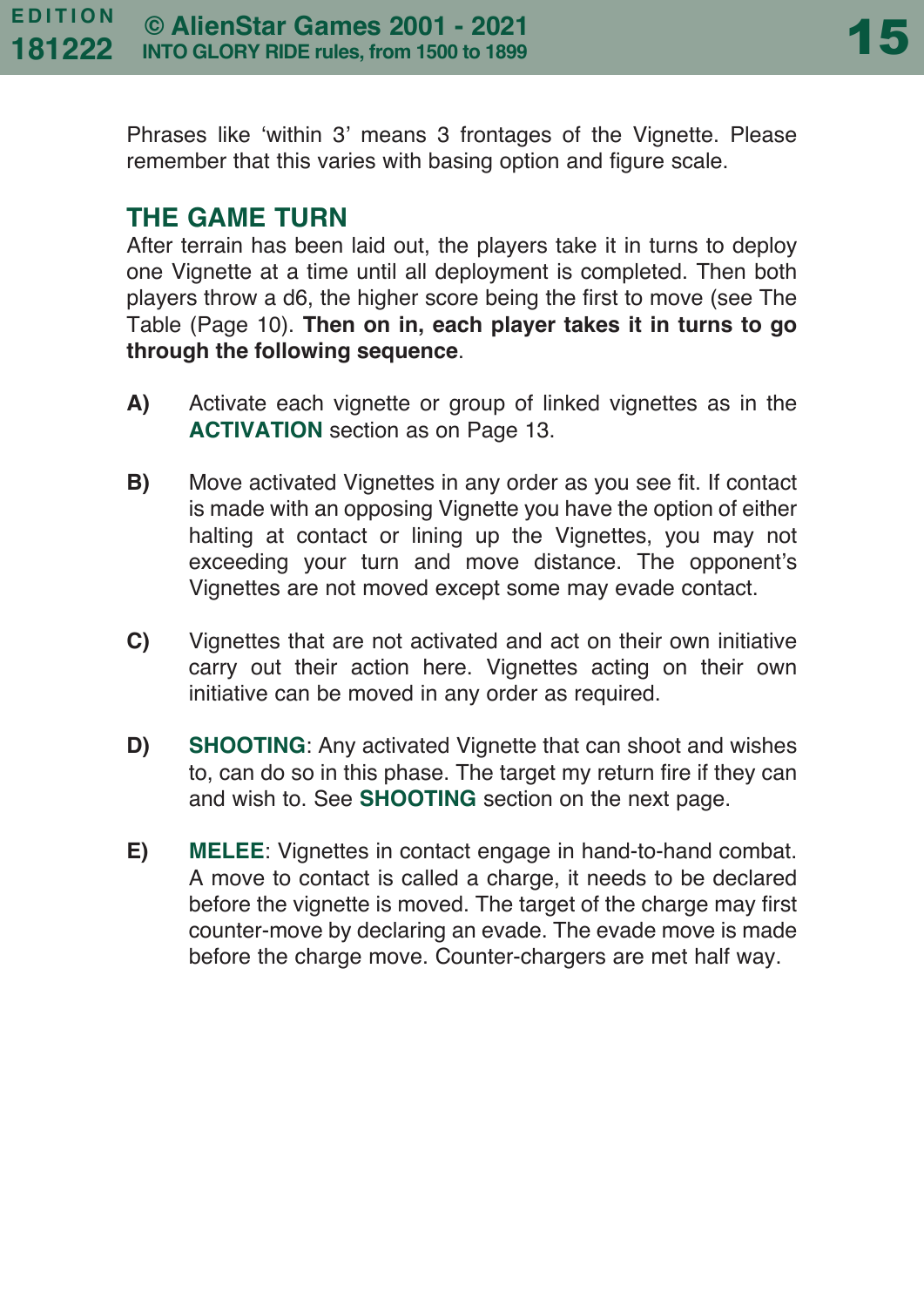Phrases like 'within 3' means 3 frontages of the Vignette. Please remember that this varies with basing option and figure scale.

## THE GAME TURN

After terrain has been laid out, the players take it in turns to deploy one Vignette at a time until all deployment is completed. Then both players throw a d6, the higher score being the first to move (see The Table (Page 10). **Then on in, each player takes it in turns to go through the following sequence**.

**A)** Activate each vignette or group of linked vignettes as in the **ACTIVATION** section as on Page 13.

**B)** Move activated Vignettes in any order as you see fit. If contact is made with an opposing Vignette you have the option of either halting at contact or lining up the Vignettes, you may not exceeding your turn and move distance. The opponent's Vignettes are not moved except some may evade contact.

**C)** Vignettes that are not activated and act on their own initiative carry out their action here. Vignettes acting on their own initiative can be moved in any order as required.

**D)** **SHOOTING**: Any activated Vignette that can shoot and wishes to, can do so in this phase. The target my return fire if they can and wish to. See **SHOOTING** section on the next page.

**E)** **MELEE**: Vignettes in contact engage in hand-to-hand combat. A move to contact is called a charge, it needs to be declared before the vignette is moved. The target of the charge may first counter-move by declaring an evade. The evade move is made before the charge move. Counter-chargers are met half way.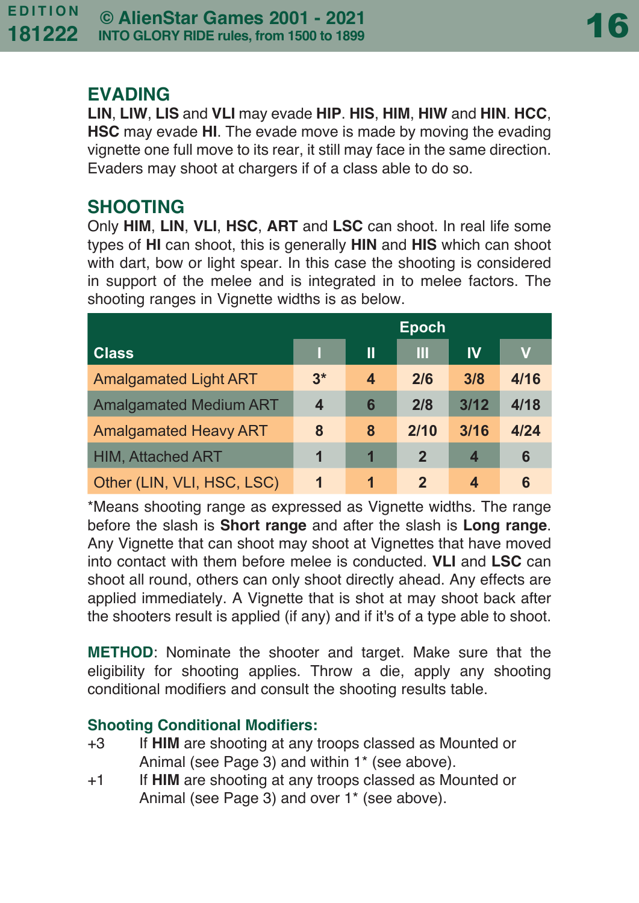## EVADING

**LIN**, **LIW**, **LIS** and **VLI** may evade **HIP**. **HIS**, **HIM**, **HIW** and **HIN**. **HCC**, **HSC** may evade **HI**. The evade move is made by moving the evading vignette one full move to its rear, it still may face in the same direction. Evaders may shoot at chargers if of a class able to do so.

## SHOOTING

Only **HIM**, **LIN**, **VLI**, **HSC**, **ART** and **LSC** can shoot. In real life some types of **HI** can shoot, this is generally **HIN** and **HIS** which can shoot with dart, bow or light spear. In this case the shooting is considered in support of the melee and is integrated in to melee factors. The shooting ranges in Vignette widths is as below.

| | Epoch | | | | |
|---|---|---|---|---|---|
| **Class** | **I** | **II** | **III** | **IV** | **V** |
| Amalgamated Light ART | **3*** | **4** | **2/6** | **3/8** | **4/16** |
| Amalgamated Medium ART | **4** | **6** | **2/8** | **3/12** | **4/18** |
| Amalgamated Heavy ART | **8** | **8** | **2/10** | **3/16** | **4/24** |
| HIM, Attached ART | **1** | **1** | **2** | **4** | **6** |
| Other (LIN, VLI, HSC, LSC) | **1** | **1** | **2** | **4** | **6** |

*Means shooting range as expressed as Vignette widths. The range before the slash is **Short range** and after the slash is **Long range**. Any Vignette that can shoot may shoot at Vignettes that have moved into contact with them before melee is conducted. **VLI** and **LSC** can shoot all round, others can only shoot directly ahead. Any effects are applied immediately. A Vignette that is shot at may shoot back after the shooters result is applied (if any) and if it's of a type able to shoot.

**METHOD**: Nominate the shooter and target. Make sure that the eligibility for shooting applies. Throw a die, apply any shooting conditional modifiers and consult the shooting results table.

### Shooting Conditional Modifiers:

+3 If **HIM** are shooting at any troops classed as Mounted or Animal (see Page 3) and within 1* (see above).

+1 If **HIM** are shooting at any troops classed as Mounted or Animal (see Page 3) and over 1* (see above).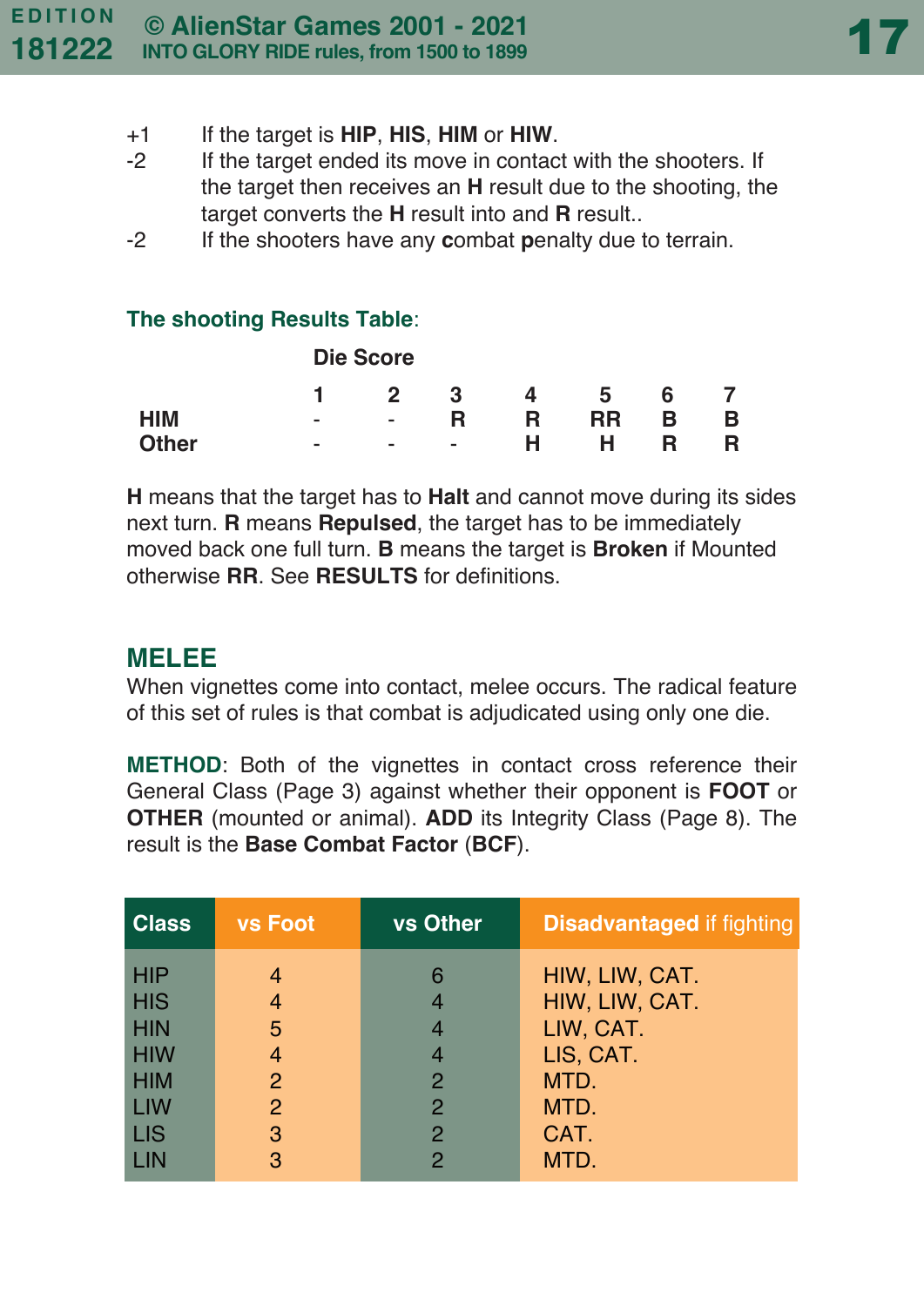+1 If the target is **HIP**, **HIS**, **HIM** or **HIW**.

-2 If the target ended its move in contact with the shooters. If the target then receives an **H** result due to the shooting, the target converts the **H** result into and **R** result..

-2 If the shooters have any **c**ombat **p**enalty due to terrain.

### The shooting Results Table:

| | Die Score | | | | | | |
|---|---|---|---|---|---|---|---|
| | 1 | 2 | 3 | 4 | 5 | 6 | 7 |
| **HIM** | - | - | **R** | **R** | **RR** | **B** | **B** |
| **Other** | - | - | - | **H** | **H** | **R** | **R** |

**H** means that the target has to **Halt** and cannot move during its sides next turn. **R** means **Repulsed**, the target has to be immediately moved back one full turn. **B** means the target is **Broken** if Mounted otherwise **RR**. See **RESULTS** for definitions.

## MELEE

When vignettes come into contact, melee occurs. The radical feature of this set of rules is that combat is adjudicated using only one die.

**METHOD**: Both of the vignettes in contact cross reference their General Class (Page 3) against whether their opponent is **FOOT** or **OTHER** (mounted or animal). **ADD** its Integrity Class (Page 8). The result is the **Base Combat Factor** (**BCF**).

| Class | vs Foot | vs Other | **Disadvantaged** if fighting |
|---|---|---|---|
| HIP | 4 | 6 | HIW, LIW, CAT. |
| HIS | 4 | 4 | HIW, LIW, CAT. |
| HIN | 5 | 4 | LIW, CAT. |
| HIW | 4 | 4 | LIS, CAT. |
| HIM | 2 | 2 | MTD. |
| LIW | 2 | 2 | MTD. |
| LIS | 3 | 2 | CAT. |
| LIN | 3 | 2 | MTD. |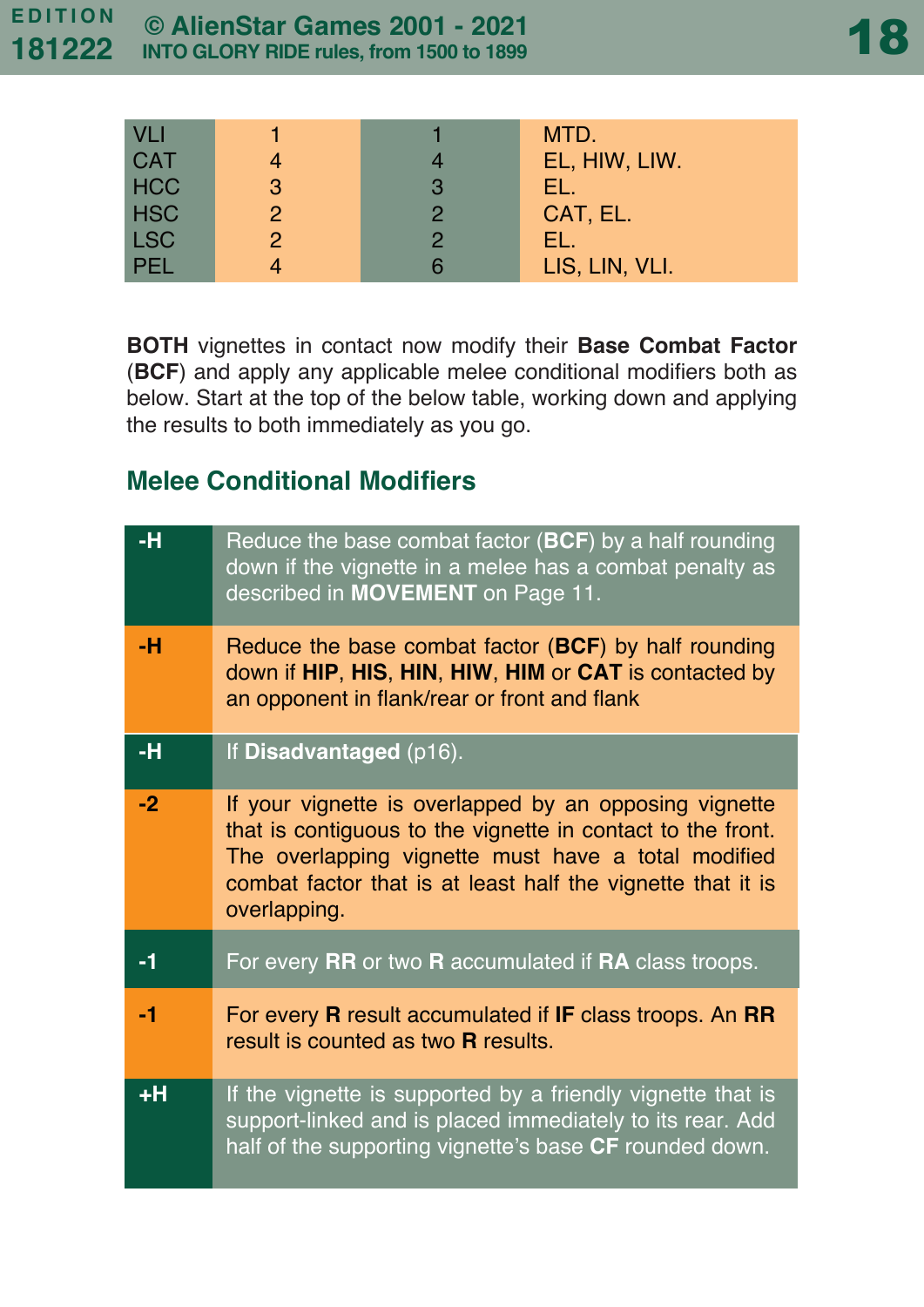| | | | |
|---|---|---|---|
| VLI | 1 | 1 | MTD. |
| CAT | 4 | 4 | EL, HIW, LIW. |
| HCC | 3 | 3 | EL. |
| HSC | 2 | 2 | CAT, EL. |
| LSC | 2 | 2 | EL. |
| PEL | 4 | 6 | LIS, LIN, VLI. |

**BOTH** vignettes in contact now modify their **Base Combat Factor** (**BCF**) and apply any applicable melee conditional modifiers both as below. Start at the top of the below table, working down and applying the results to both immediately as you go.

## Melee Conditional Modifiers

| | |
|---|---|
| **-H** | Reduce the base combat factor (**BCF**) by a half rounding down if the vignette in a melee has a combat penalty as described in **MOVEMENT** on Page 11. |
| **-H** | Reduce the base combat factor (**BCF**) by half rounding down if **HIP**, **HIS**, **HIN**, **HIW**, **HIM** or **CAT** is contacted by an opponent in flank/rear or front and flank |
| **-H** | If **Disadvantaged** (p16). |
| **-2** | If your vignette is overlapped by an opposing vignette that is contiguous to the vignette in contact to the front. The overlapping vignette must have a total modified combat factor that is at least half the vignette that it is overlapping. |
| **-1** | For every **RR** or two **R** accumulated if **RA** class troops. |
| **-1** | For every **R** result accumulated if **IF** class troops. An **RR** result is counted as two **R** results. |
| **+H** | If the vignette is supported by a friendly vignette that is support-linked and is placed immediately to its rear. Add half of the supporting vignette's base **CF** rounded down. |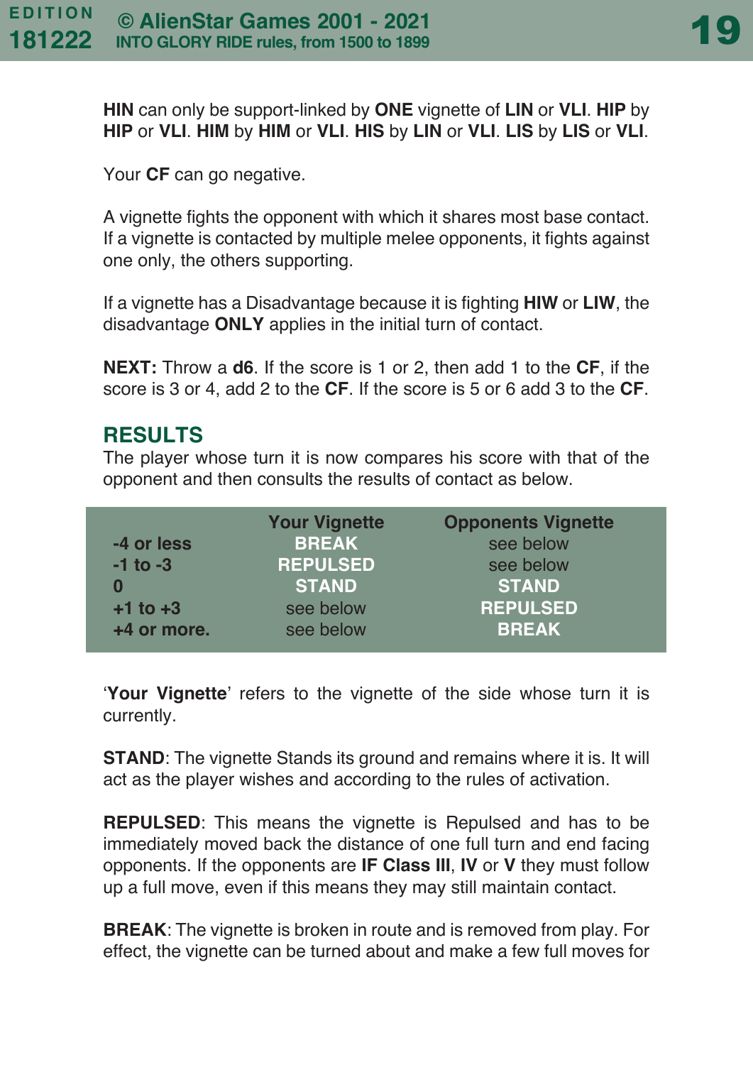**HIN** can only be support-linked by **ONE** vignette of **LIN** or **VLI**. **HIP** by **HIP** or **VLI**. **HIM** by **HIM** or **VLI**. **HIS** by **LIN** or **VLI**. **LIS** by **LIS** or **VLI**.

Your **CF** can go negative.

A vignette fights the opponent with which it shares most base contact. If a vignette is contacted by multiple melee opponents, it fights against one only, the others supporting.

If a vignette has a Disadvantage because it is fighting **HIW** or **LIW**, the disadvantage **ONLY** applies in the initial turn of contact.

**NEXT:** Throw a **d6**. If the score is 1 or 2, then add 1 to the **CF**, if the score is 3 or 4, add 2 to the **CF**. If the score is 5 or 6 add 3 to the **CF**.

## RESULTS

The player whose turn it is now compares his score with that of the opponent and then consults the results of contact as below.

| | Your Vignette | Opponents Vignette |
|---|---|---|
| **-4 or less** | **BREAK** | see below |
| **-1 to -3** | **REPULSED** | see below |
| **0** | **STAND** | **STAND** |
| **+1 to +3** | see below | **REPULSED** |
| **+4 or more.** | see below | **BREAK** |

'**Your Vignette**' refers to the vignette of the side whose turn it is currently.

**STAND**: The vignette Stands its ground and remains where it is. It will act as the player wishes and according to the rules of activation.

**REPULSED**: This means the vignette is Repulsed and has to be immediately moved back the distance of one full turn and end facing opponents. If the opponents are **IF Class III**, **IV** or **V** they must follow up a full move, even if this means they may still maintain contact.

**BREAK**: The vignette is broken in route and is removed from play. For effect, the vignette can be turned about and make a few full moves for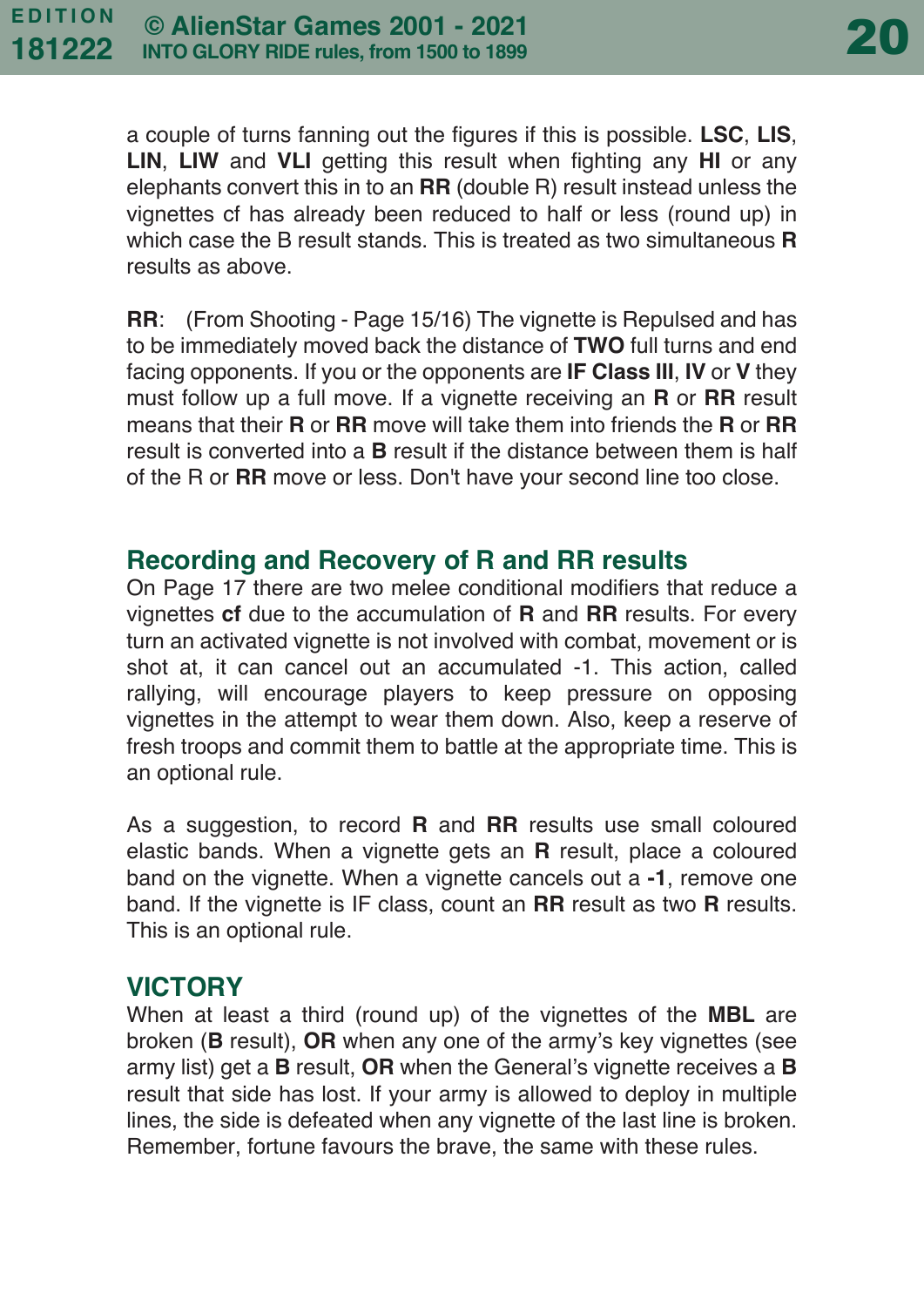a couple of turns fanning out the figures if this is possible. **LSC**, **LIS**, **LIN**, **LIW** and **VLI** getting this result when fighting any **HI** or any elephants convert this in to an **RR** (double R) result instead unless the vignettes cf has already been reduced to half or less (round up) in which case the B result stands. This is treated as two simultaneous **R** results as above.

**RR**: (From Shooting - Page 15/16) The vignette is Repulsed and has to be immediately moved back the distance of **TWO** full turns and end facing opponents. If you or the opponents are **IF Class III**, **IV** or **V** they must follow up a full move. If a vignette receiving an **R** or **RR** result means that their **R** or **RR** move will take them into friends the **R** or **RR** result is converted into a **B** result if the distance between them is half of the R or **RR** move or less. Don't have your second line too close.

## Recording and Recovery of R and RR results

On Page 17 there are two melee conditional modifiers that reduce a vignettes **cf** due to the accumulation of **R** and **RR** results. For every turn an activated vignette is not involved with combat, movement or is shot at, it can cancel out an accumulated -1. This action, called rallying, will encourage players to keep pressure on opposing vignettes in the attempt to wear them down. Also, keep a reserve of fresh troops and commit them to battle at the appropriate time. This is an optional rule.

As a suggestion, to record **R** and **RR** results use small coloured elastic bands. When a vignette gets an **R** result, place a coloured band on the vignette. When a vignette cancels out a **-1**, remove one band. If the vignette is IF class, count an **RR** result as two **R** results. This is an optional rule.

## VICTORY

When at least a third (round up) of the vignettes of the **MBL** are broken (**B** result), **OR** when any one of the army's key vignettes (see army list) get a **B** result, **OR** when the General's vignette receives a **B** result that side has lost. If your army is allowed to deploy in multiple lines, the side is defeated when any vignette of the last line is broken. Remember, fortune favours the brave, the same with these rules.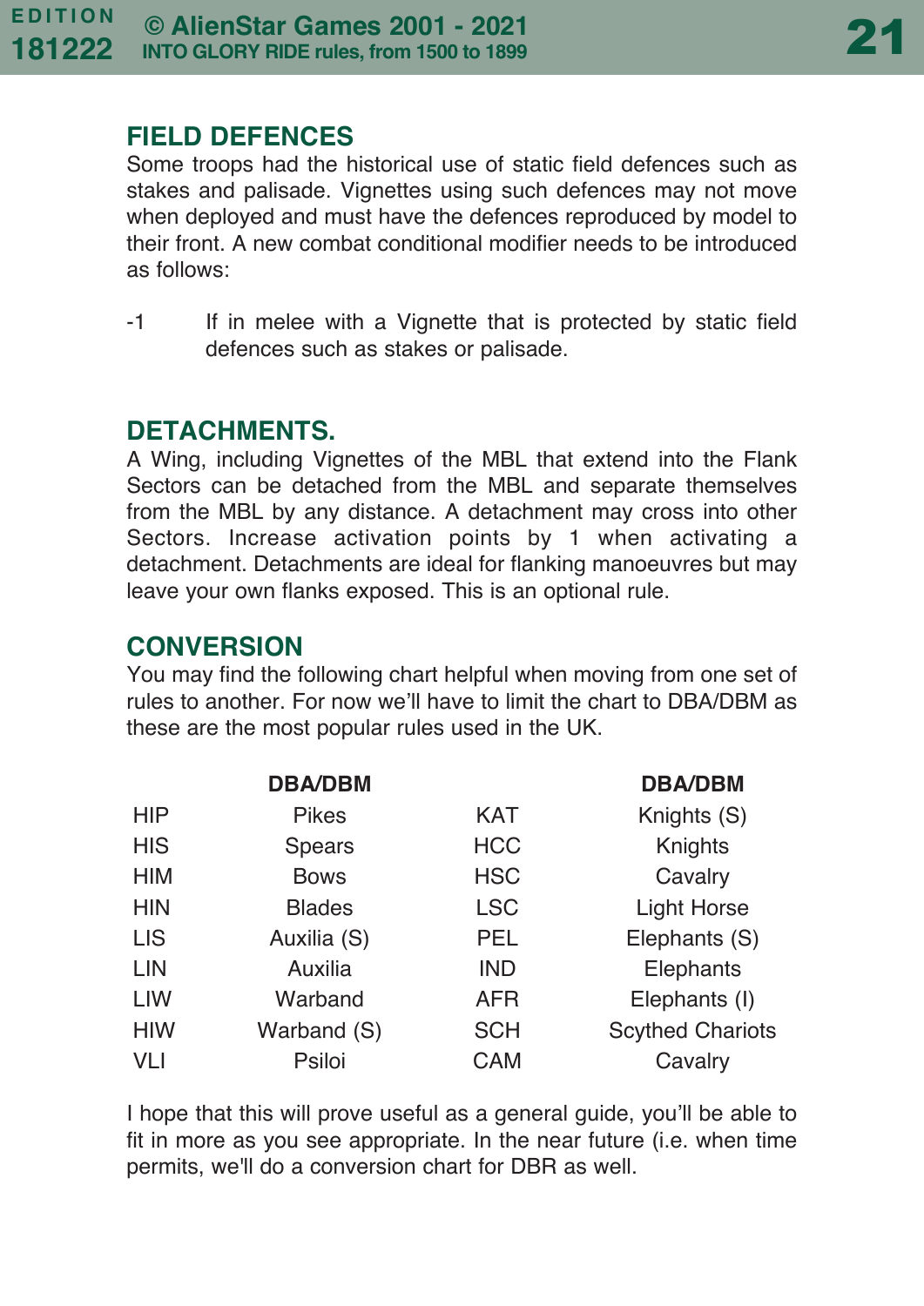## FIELD DEFENCES

Some troops had the historical use of static field defences such as stakes and palisade. Vignettes using such defences may not move when deployed and must have the defences reproduced by model to their front. A new combat conditional modifier needs to be introduced as follows:

-1 If in melee with a Vignette that is protected by static field defences such as stakes or palisade.

## DETACHMENTS.

A Wing, including Vignettes of the MBL that extend into the Flank Sectors can be detached from the MBL and separate themselves from the MBL by any distance. A detachment may cross into other Sectors. Increase activation points by 1 when activating a detachment. Detachments are ideal for flanking manoeuvres but may leave your own flanks exposed. This is an optional rule.

## CONVERSION

You may find the following chart helpful when moving from one set of rules to another. For now we'll have to limit the chart to DBA/DBM as these are the most popular rules used in the UK.

| | DBA/DBM | | DBA/DBM |
|---|---|---|---|
| HIP | Pikes | KAT | Knights (S) |
| HIS | Spears | HCC | Knights |
| HIM | Bows | HSC | Cavalry |
| HIN | Blades | LSC | Light Horse |
| LIS | Auxilia (S) | PEL | Elephants (S) |
| LIN | Auxilia | IND | Elephants |
| LIW | Warband | AFR | Elephants (I) |
| HIW | Warband (S) | SCH | Scythed Chariots |
| VLI | Psiloi | CAM | Cavalry |

I hope that this will prove useful as a general guide, you'll be able to fit in more as you see appropriate. In the near future (i.e. when time permits, we'll do a conversion chart for DBR as well.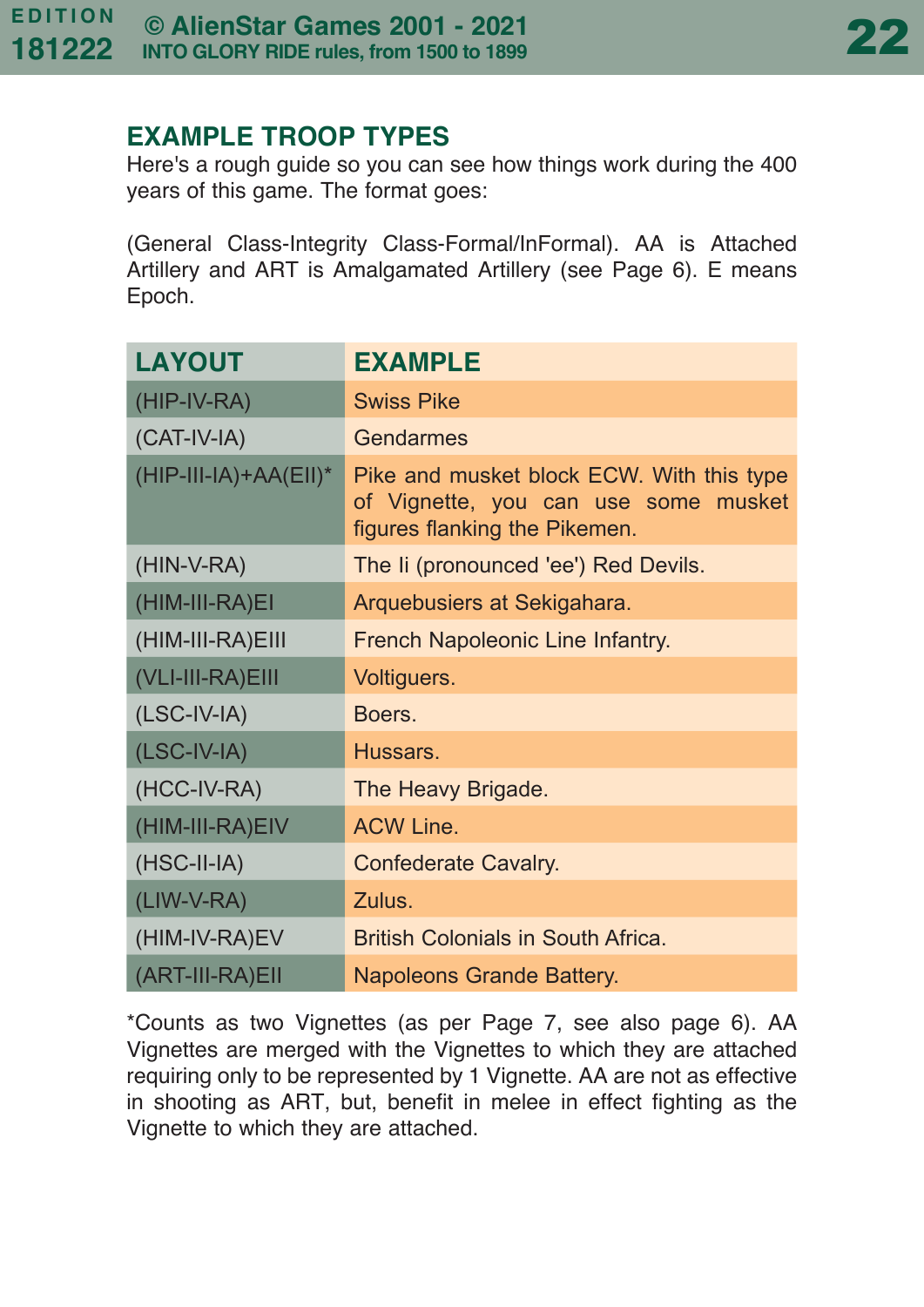## EXAMPLE TROOP TYPES

Here's a rough guide so you can see how things work during the 400 years of this game. The format goes:

(General Class-Integrity Class-Formal/InFormal). AA is Attached Artillery and ART is Amalgamated Artillery (see Page 6). E means Epoch.

| LAYOUT | EXAMPLE |
|---|---|
| (HIP-IV-RA) | Swiss Pike |
| (CAT-IV-IA) | Gendarmes |
| (HIP-III-IA)+AA(EII)* | Pike and musket block ECW. With this type of Vignette, you can use some musket figures flanking the Pikemen. |
| (HIN-V-RA) | The Ii (pronounced 'ee') Red Devils. |
| (HIM-III-RA)EI | Arquebusiers at Sekigahara. |
| (HIM-III-RA)EIII | French Napoleonic Line Infantry. |
| (VLI-III-RA)EIII | Voltiguers. |
| (LSC-IV-IA) | Boers. |
| (LSC-IV-IA) | Hussars. |
| (HCC-IV-RA) | The Heavy Brigade. |
| (HIM-III-RA)EIV | ACW Line. |
| (HSC-II-IA) | Confederate Cavalry. |
| (LIW-V-RA) | Zulus. |
| (HIM-IV-RA)EV | British Colonials in South Africa. |
| (ART-III-RA)EII | Napoleons Grande Battery. |

*Counts as two Vignettes (as per Page 7, see also page 6). AA Vignettes are merged with the Vignettes to which they are attached requiring only to be represented by 1 Vignette. AA are not as effective in shooting as ART, but, benefit in melee in effect fighting as the Vignette to which they are attached.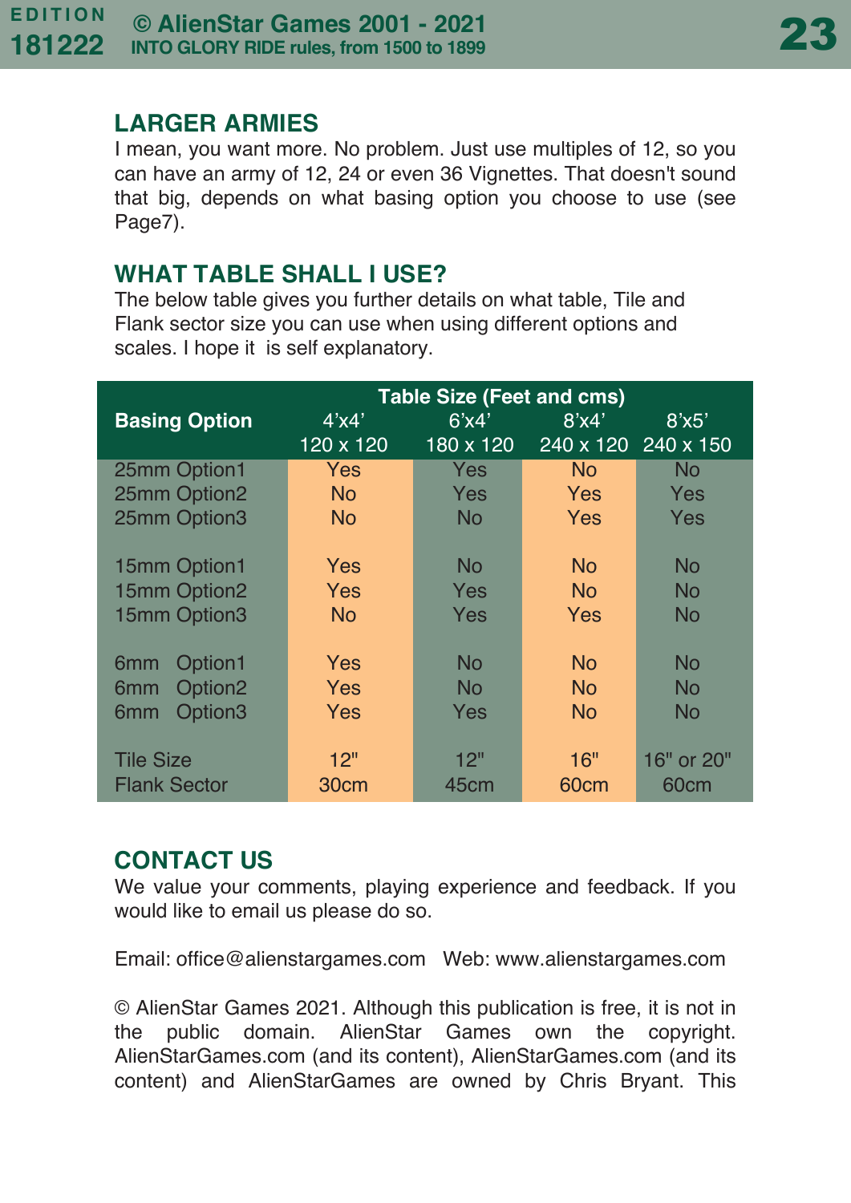## LARGER ARMIES

I mean, you want more. No problem. Just use multiples of 12, so you can have an army of 12, 24 or even 36 Vignettes. That doesn't sound that big, depends on what basing option you choose to use (see Page7).

## WHAT TABLE SHALL I USE?

The below table gives you further details on what table, Tile and Flank sector size you can use when using different options and scales. I hope it is self explanatory.

| Basing Option | Table Size (Feet and cms) | | | |
|---|---|---|---|---|
| | 4'x4' 120 x 120 | 6'x4' 180 x 120 | 8'x4' 240 x 120 | 8'x5' 240 x 150 |
| 25mm Option1 | Yes | Yes | No | No |
| 25mm Option2 | No | Yes | Yes | Yes |
| 25mm Option3 | No | No | Yes | Yes |
| 15mm Option1 | Yes | No | No | No |
| 15mm Option2 | Yes | Yes | No | No |
| 15mm Option3 | No | Yes | Yes | No |
| 6mm Option1 | Yes | No | No | No |
| 6mm Option2 | Yes | No | No | No |
| 6mm Option3 | Yes | Yes | No | No |
| Tile Size | 12" | 12" | 16" | 16" or 20" |
| Flank Sector | 30cm | 45cm | 60cm | 60cm |

## CONTACT US

We value your comments, playing experience and feedback. If you would like to email us please do so.

Email: office@alienstargames.com Web: www.alienstargames.com

© AlienStar Games 2021. Although this publication is free, it is not in the public domain. AlienStar Games own the copyright. AlienStarGames.com (and its content), AlienStarGames.com (and its content) and AlienStarGames are owned by Chris Bryant. This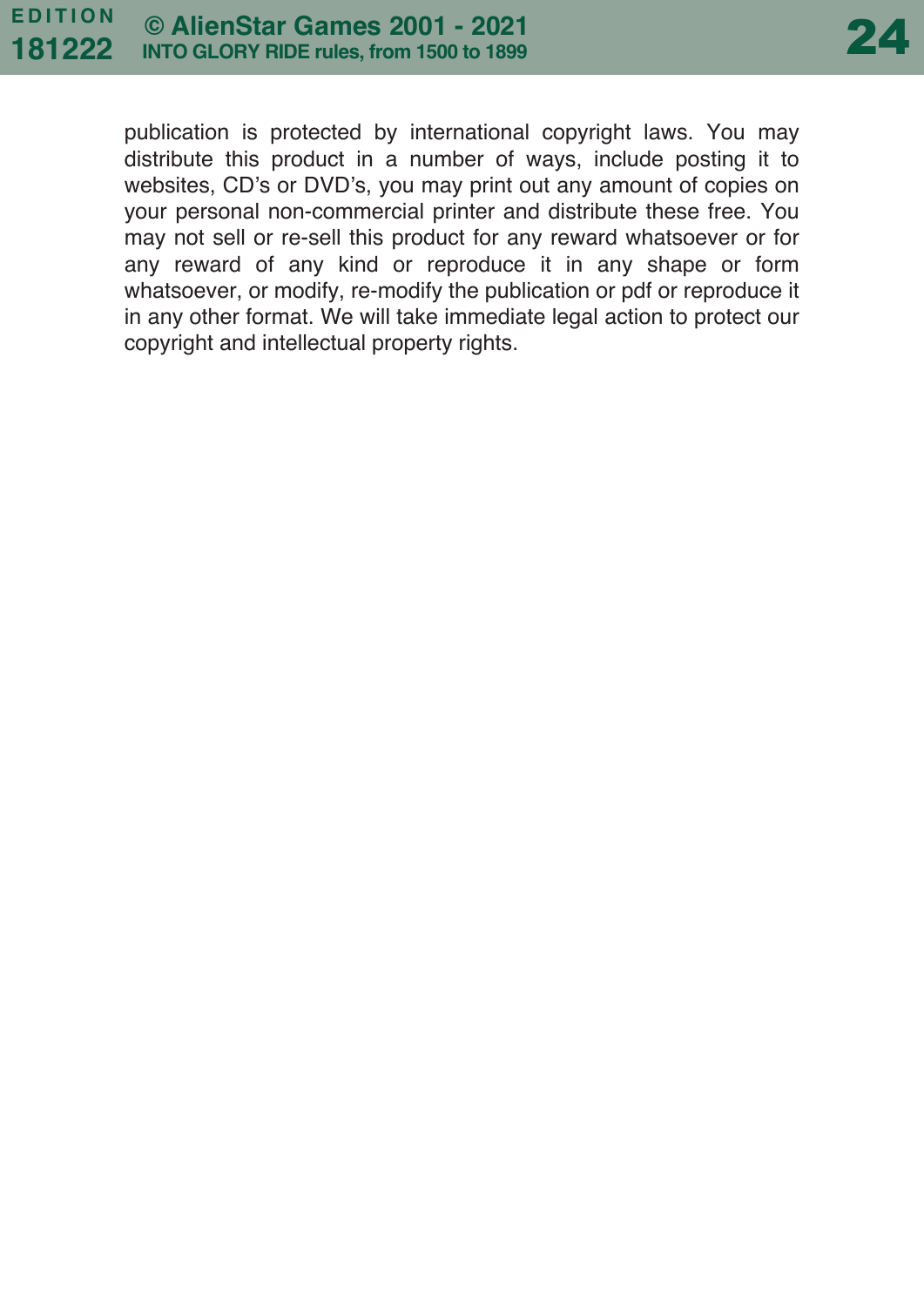publication is protected by international copyright laws. You may distribute this product in a number of ways, include posting it to websites, CD's or DVD's, you may print out any amount of copies on your personal non-commercial printer and distribute these free. You may not sell or re-sell this product for any reward whatsoever or for any reward of any kind or reproduce it in any shape or form whatsoever, or modify, re-modify the publication or pdf or reproduce it in any other format. We will take immediate legal action to protect our copyright and intellectual property rights.